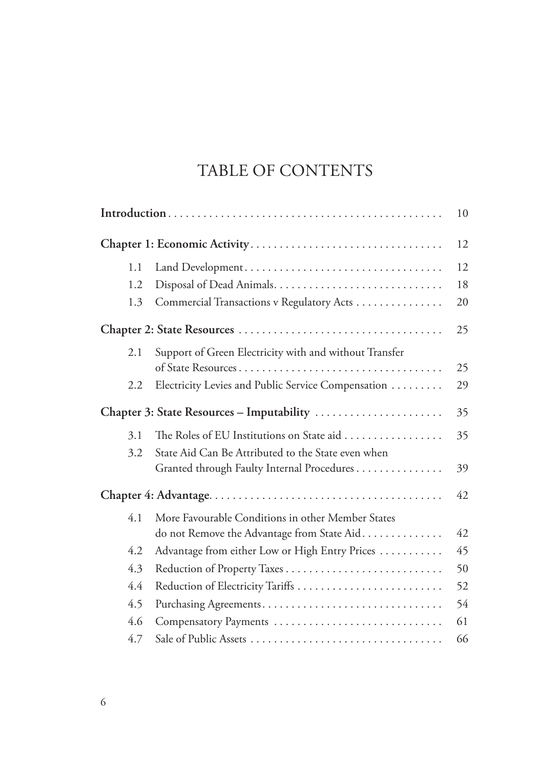# TABLE OF CONTENTS

| | | |
|---|---|---|
| **Introduction** | | 10 |
| **Chapter 1: Economic Activity** | | 12 |
| 1.1 | Land Development | 12 |
| 1.2 | Disposal of Dead Animals | 18 |
| 1.3 | Commercial Transactions v Regulatory Acts | 20 |
| **Chapter 2: State Resources** | | 25 |
| 2.1 | Support of Green Electricity with and without Transfer of State Resources | 25 |
| 2.2 | Electricity Levies and Public Service Compensation | 29 |
| **Chapter 3: State Resources – Imputability** | | 35 |
| 3.1 | The Roles of EU Institutions on State aid | 35 |
| 3.2 | State Aid Can Be Attributed to the State even when Granted through Faulty Internal Procedures | 39 |
| **Chapter 4: Advantage** | | 42 |
| 4.1 | More Favourable Conditions in other Member States do not Remove the Advantage from State Aid | 42 |
| 4.2 | Advantage from either Low or High Entry Prices | 45 |
| 4.3 | Reduction of Property Taxes | 50 |
| 4.4 | Reduction of Electricity Tariffs | 52 |
| 4.5 | Purchasing Agreements | 54 |
| 4.6 | Compensatory Payments | 61 |
| 4.7 | Sale of Public Assets | 66 |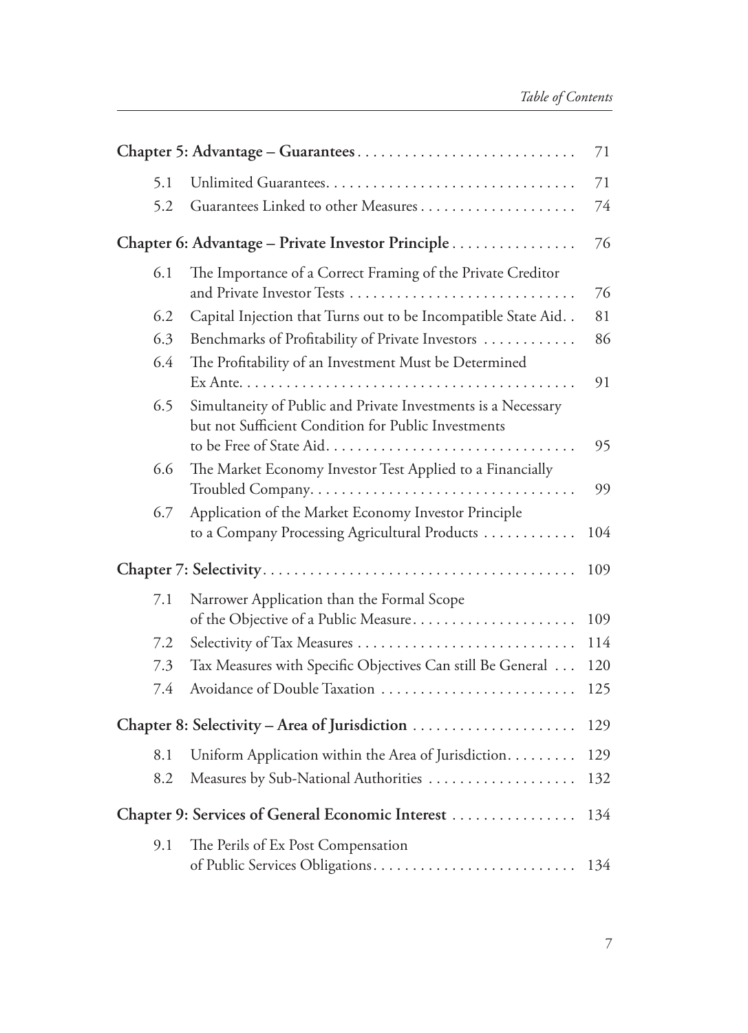| | | |
|---|---|---|
| **Chapter 5: Advantage – Guarantees** | | 71 |
| 5.1 | Unlimited Guarantees | 71 |
| 5.2 | Guarantees Linked to other Measures | 74 |
| **Chapter 6: Advantage – Private Investor Principle** | | 76 |
| 6.1 | The Importance of a Correct Framing of the Private Creditor and Private Investor Tests | 76 |
| 6.2 | Capital Injection that Turns out to be Incompatible State Aid | 81 |
| 6.3 | Benchmarks of Profitability of Private Investors | 86 |
| 6.4 | The Profitability of an Investment Must be Determined Ex Ante | 91 |
| 6.5 | Simultaneity of Public and Private Investments is a Necessary but not Sufficient Condition for Public Investments to be Free of State Aid | 95 |
| 6.6 | The Market Economy Investor Test Applied to a Financially Troubled Company | 99 |
| 6.7 | Application of the Market Economy Investor Principle to a Company Processing Agricultural Products | 104 |
| **Chapter 7: Selectivity** | | 109 |
| 7.1 | Narrower Application than the Formal Scope of the Objective of a Public Measure | 109 |
| 7.2 | Selectivity of Tax Measures | 114 |
| 7.3 | Tax Measures with Specific Objectives Can still Be General | 120 |
| 7.4 | Avoidance of Double Taxation | 125 |
| **Chapter 8: Selectivity – Area of Jurisdiction** | | 129 |
| 8.1 | Uniform Application within the Area of Jurisdiction | 129 |
| 8.2 | Measures by Sub-National Authorities | 132 |
| **Chapter 9: Services of General Economic Interest** | | 134 |
| 9.1 | The Perils of Ex Post Compensation of Public Services Obligations | 134 |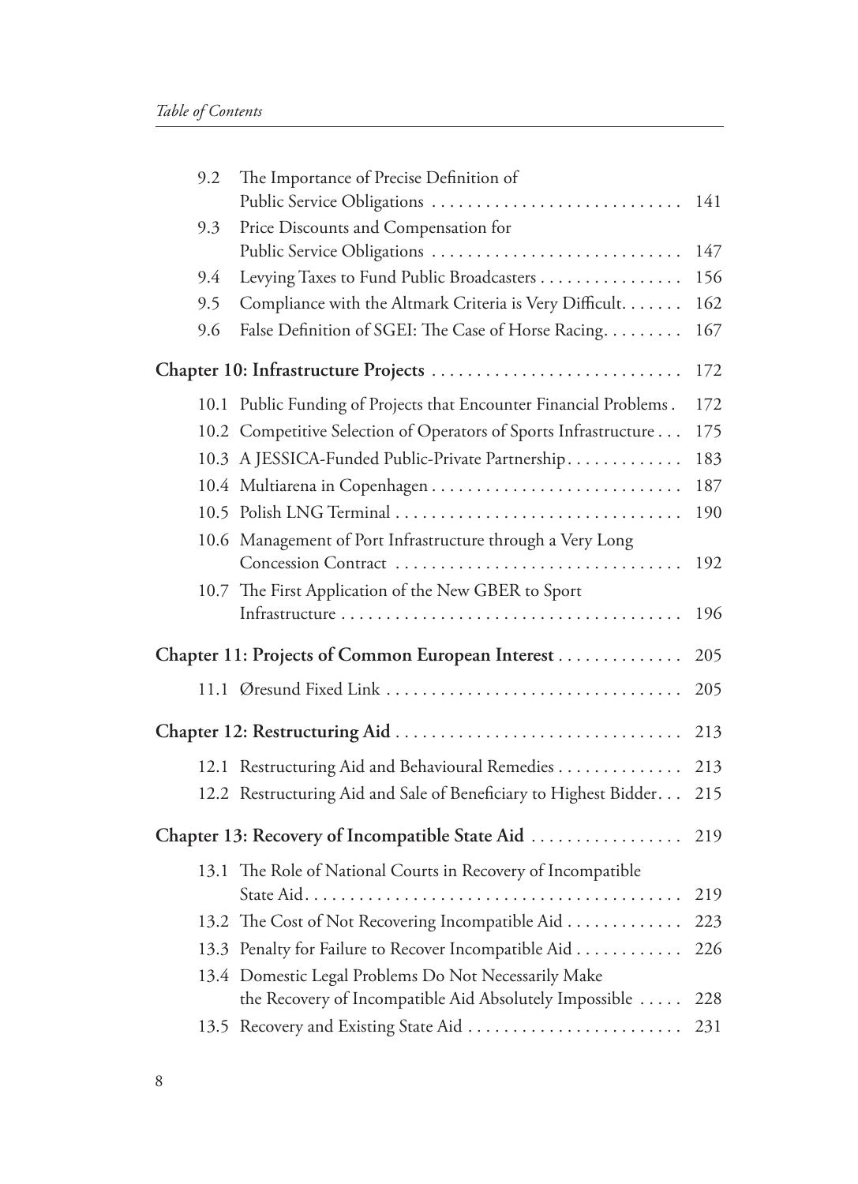| | | |
|---|---|---|
| 9.2 | The Importance of Precise Definition of Public Service Obligations | 141 |
| 9.3 | Price Discounts and Compensation for Public Service Obligations | 147 |
| 9.4 | Levying Taxes to Fund Public Broadcasters | 156 |
| 9.5 | Compliance with the Altmark Criteria is Very Difficult. | 162 |
| 9.6 | False Definition of SGEI: The Case of Horse Racing. | 167 |

**Chapter 10: Infrastructure Projects** 172

| | | |
|---|---|---|
| 10.1 | Public Funding of Projects that Encounter Financial Problems. | 172 |
| 10.2 | Competitive Selection of Operators of Sports Infrastructure | 175 |
| 10.3 | A JESSICA-Funded Public-Private Partnership. | 183 |
| 10.4 | Multiarena in Copenhagen | 187 |
| 10.5 | Polish LNG Terminal | 190 |
| 10.6 | Management of Port Infrastructure through a Very Long Concession Contract | 192 |
| 10.7 | The First Application of the New GBER to Sport Infrastructure | 196 |

**Chapter 11: Projects of Common European Interest** 205

| | | |
|---|---|---|
| 11.1 | Øresund Fixed Link | 205 |

**Chapter 12: Restructuring Aid** 213

| | | |
|---|---|---|
| 12.1 | Restructuring Aid and Behavioural Remedies | 213 |
| 12.2 | Restructuring Aid and Sale of Beneficiary to Highest Bidder. | 215 |

**Chapter 13: Recovery of Incompatible State Aid** 219

| | | |
|---|---|---|
| 13.1 | The Role of National Courts in Recovery of Incompatible State Aid. | 219 |
| 13.2 | The Cost of Not Recovering Incompatible Aid | 223 |
| 13.3 | Penalty for Failure to Recover Incompatible Aid | 226 |
| 13.4 | Domestic Legal Problems Do Not Necessarily Make the Recovery of Incompatible Aid Absolutely Impossible | 228 |
| 13.5 | Recovery and Existing State Aid | 231 |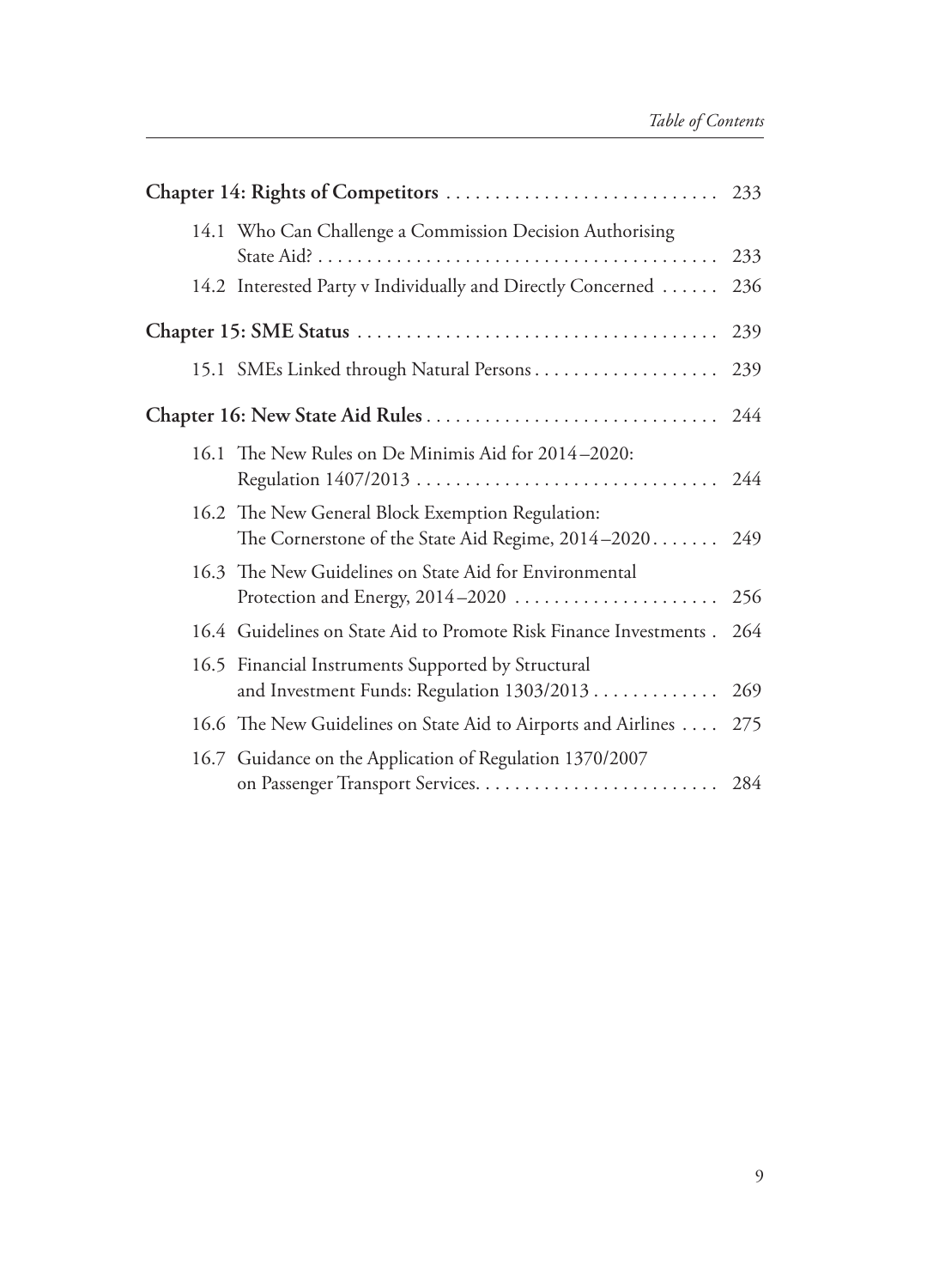**Chapter 14: Rights of Competitors** ........ 233

14.1 Who Can Challenge a Commission Decision Authorising State Aid? ........ 233

14.2 Interested Party v Individually and Directly Concerned ........ 236

**Chapter 15: SME Status** ........ 239

15.1 SMEs Linked through Natural Persons ........ 239

**Chapter 16: New State Aid Rules** ........ 244

16.1 The New Rules on De Minimis Aid for 2014–2020: Regulation 1407/2013 ........ 244

16.2 The New General Block Exemption Regulation: The Cornerstone of the State Aid Regime, 2014–2020 ........ 249

16.3 The New Guidelines on State Aid for Environmental Protection and Energy, 2014–2020 ........ 256

16.4 Guidelines on State Aid to Promote Risk Finance Investments ........ 264

16.5 Financial Instruments Supported by Structural and Investment Funds: Regulation 1303/2013 ........ 269

16.6 The New Guidelines on State Aid to Airports and Airlines ........ 275

16.7 Guidance on the Application of Regulation 1370/2007 on Passenger Transport Services ........ 284